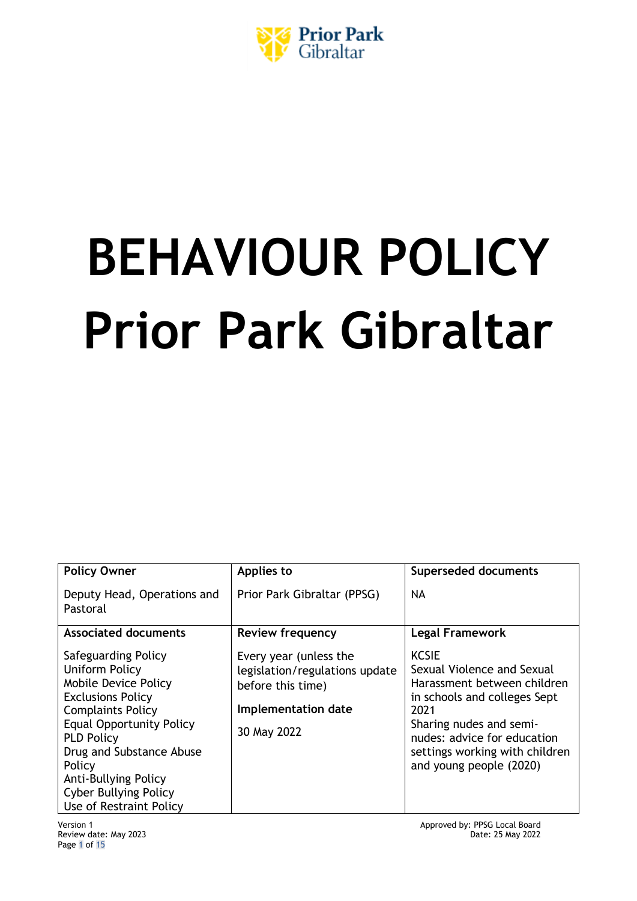# BEHAVIOUR POLICY
# Prior Park Gibraltar

| Policy Owner | Applies to | Superseded documents |
|---|---|---|
| Deputy Head, Operations and Pastoral | Prior Park Gibraltar (PPSG) | NA |
| **Associated documents** | **Review frequency** | **Legal Framework** |
| Safeguarding Policy<br>Uniform Policy<br>Mobile Device Policy<br>Exclusions Policy<br>Complaints Policy<br>Equal Opportunity Policy<br>PLD Policy<br>Drug and Substance Abuse Policy<br>Anti-Bullying Policy<br>Cyber Bullying Policy<br>Use of Restraint Policy | Every year (unless the legislation/regulations update before this time)<br><br>**Implementation date**<br><br>30 May 2022 | KCSIE<br>Sexual Violence and Sexual Harassment between children in schools and colleges Sept 2021<br>Sharing nudes and semi-nudes: advice for education settings working with children and young people (2020) |

Version 1
Review date: May 2023

Approved by: PPSG Local Board
Date: 25 May 2022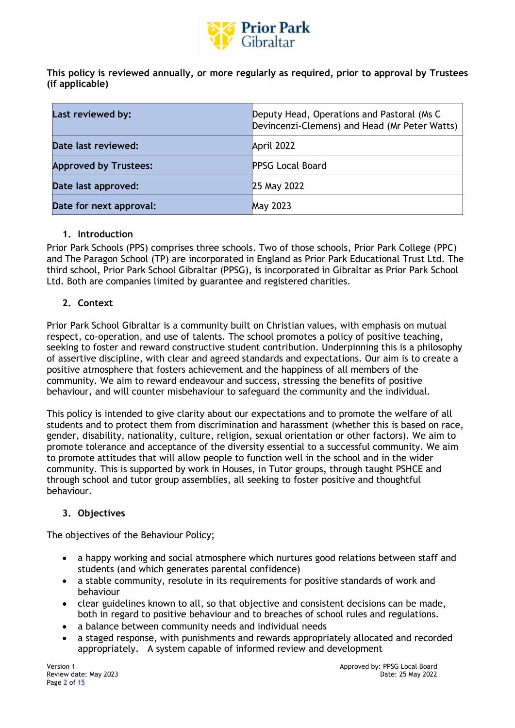**This policy is reviewed annually, or more regularly as required, prior to approval by Trustees (if applicable)**

| Last reviewed by: | Deputy Head, Operations and Pastoral (Ms C Devincenzi-Clemens) and Head (Mr Peter Watts) |
|---|---|
| **Date last reviewed:** | April 2022 |
| **Approved by Trustees:** | PPSG Local Board |
| **Date last approved:** | 25 May 2022 |
| **Date for next approval:** | May 2023 |

## 1. Introduction

Prior Park Schools (PPS) comprises three schools. Two of those schools, Prior Park College (PPC) and The Paragon School (TP) are incorporated in England as Prior Park Educational Trust Ltd. The third school, Prior Park School Gibraltar (PPSG), is incorporated in Gibraltar as Prior Park School Ltd. Both are companies limited by guarantee and registered charities.

## 2. Context

Prior Park School Gibraltar is a community built on Christian values, with emphasis on mutual respect, co-operation, and use of talents. The school promotes a policy of positive teaching, seeking to foster and reward constructive student contribution. Underpinning this is a philosophy of assertive discipline, with clear and agreed standards and expectations. Our aim is to create a positive atmosphere that fosters achievement and the happiness of all members of the community. We aim to reward endeavour and success, stressing the benefits of positive behaviour, and will counter misbehaviour to safeguard the community and the individual.

This policy is intended to give clarity about our expectations and to promote the welfare of all students and to protect them from discrimination and harassment (whether this is based on race, gender, disability, nationality, culture, religion, sexual orientation or other factors). We aim to promote tolerance and acceptance of the diversity essential to a successful community. We aim to promote attitudes that will allow people to function well in the school and in the wider community. This is supported by work in Houses, in Tutor groups, through taught PSHCE and through school and tutor group assemblies, all seeking to foster positive and thoughtful behaviour.

## 3. Objectives

The objectives of the Behaviour Policy;

- a happy working and social atmosphere which nurtures good relations between staff and students (and which generates parental confidence)
- a stable community, resolute in its requirements for positive standards of work and behaviour
- clear guidelines known to all, so that objective and consistent decisions can be made, both in regard to positive behaviour and to breaches of school rules and regulations.
- a balance between community needs and individual needs
- a staged response, with punishments and rewards appropriately allocated and recorded appropriately. A system capable of informed review and development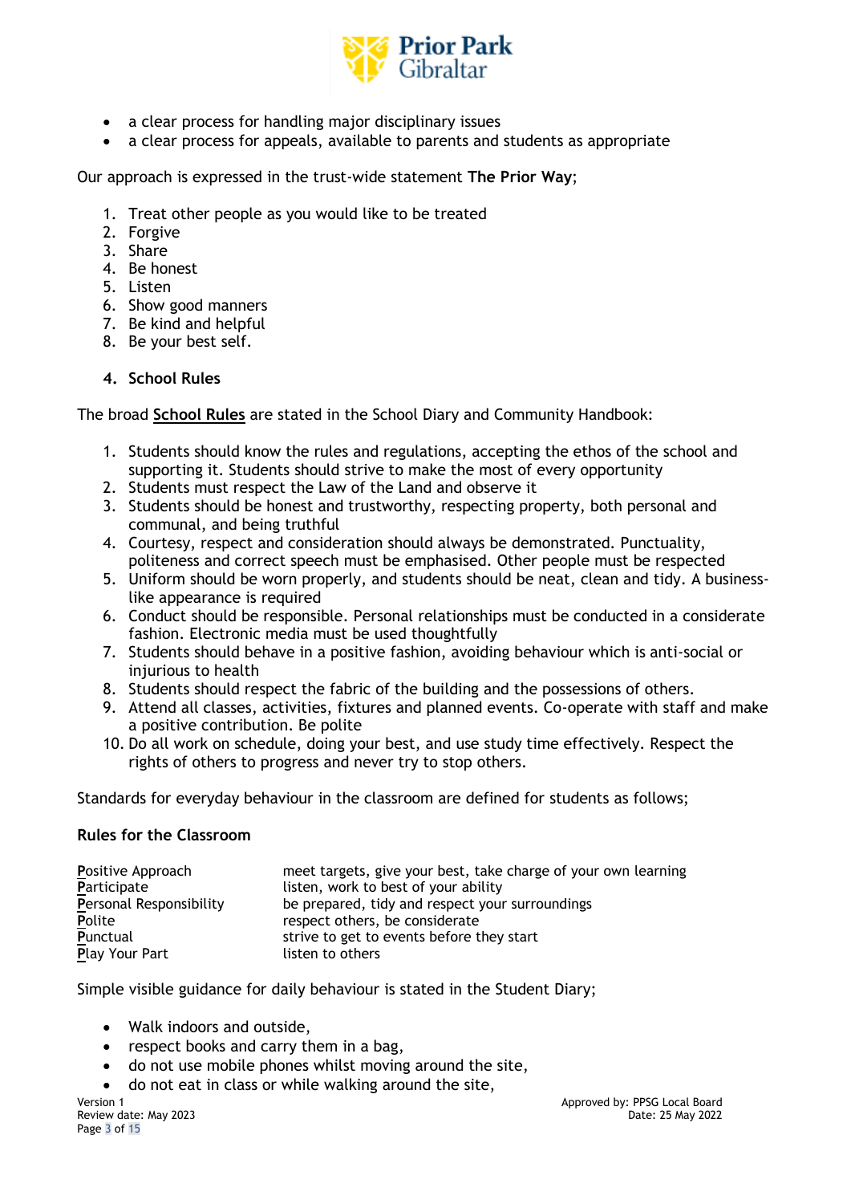- a clear process for handling major disciplinary issues
- a clear process for appeals, available to parents and students as appropriate

Our approach is expressed in the trust-wide statement **The Prior Way**;

1. Treat other people as you would like to be treated
2. Forgive
3. Share
4. Be honest
5. Listen
6. Show good manners
7. Be kind and helpful
8. Be your best self.

## 4. School Rules

The broad **School Rules** are stated in the School Diary and Community Handbook:

1. Students should know the rules and regulations, accepting the ethos of the school and supporting it. Students should strive to make the most of every opportunity
2. Students must respect the Law of the Land and observe it
3. Students should be honest and trustworthy, respecting property, both personal and communal, and being truthful
4. Courtesy, respect and consideration should always be demonstrated. Punctuality, politeness and correct speech must be emphasised. Other people must be respected
5. Uniform should be worn properly, and students should be neat, clean and tidy. A business-like appearance is required
6. Conduct should be responsible. Personal relationships must be conducted in a considerate fashion. Electronic media must be used thoughtfully
7. Students should behave in a positive fashion, avoiding behaviour which is anti-social or injurious to health
8. Students should respect the fabric of the building and the possessions of others.
9. Attend all classes, activities, fixtures and planned events. Co-operate with staff and make a positive contribution. Be polite
10. Do all work on schedule, doing your best, and use study time effectively. Respect the rights of others to progress and never try to stop others.

Standards for everyday behaviour in the classroom are defined for students as follows;

**Rules for the Classroom**

| | |
|---|---|
| **P**ositive Approach | meet targets, give your best, take charge of your own learning |
| **P**articipate | listen, work to best of your ability |
| **P**ersonal Responsibility | be prepared, tidy and respect your surroundings |
| **P**olite | respect others, be considerate |
| **P**unctual | strive to get to events before they start |
| **P**lay Your Part | listen to others |

Simple visible guidance for daily behaviour is stated in the Student Diary;

- Walk indoors and outside,
- respect books and carry them in a bag,
- do not use mobile phones whilst moving around the site,
- do not eat in class or while walking around the site,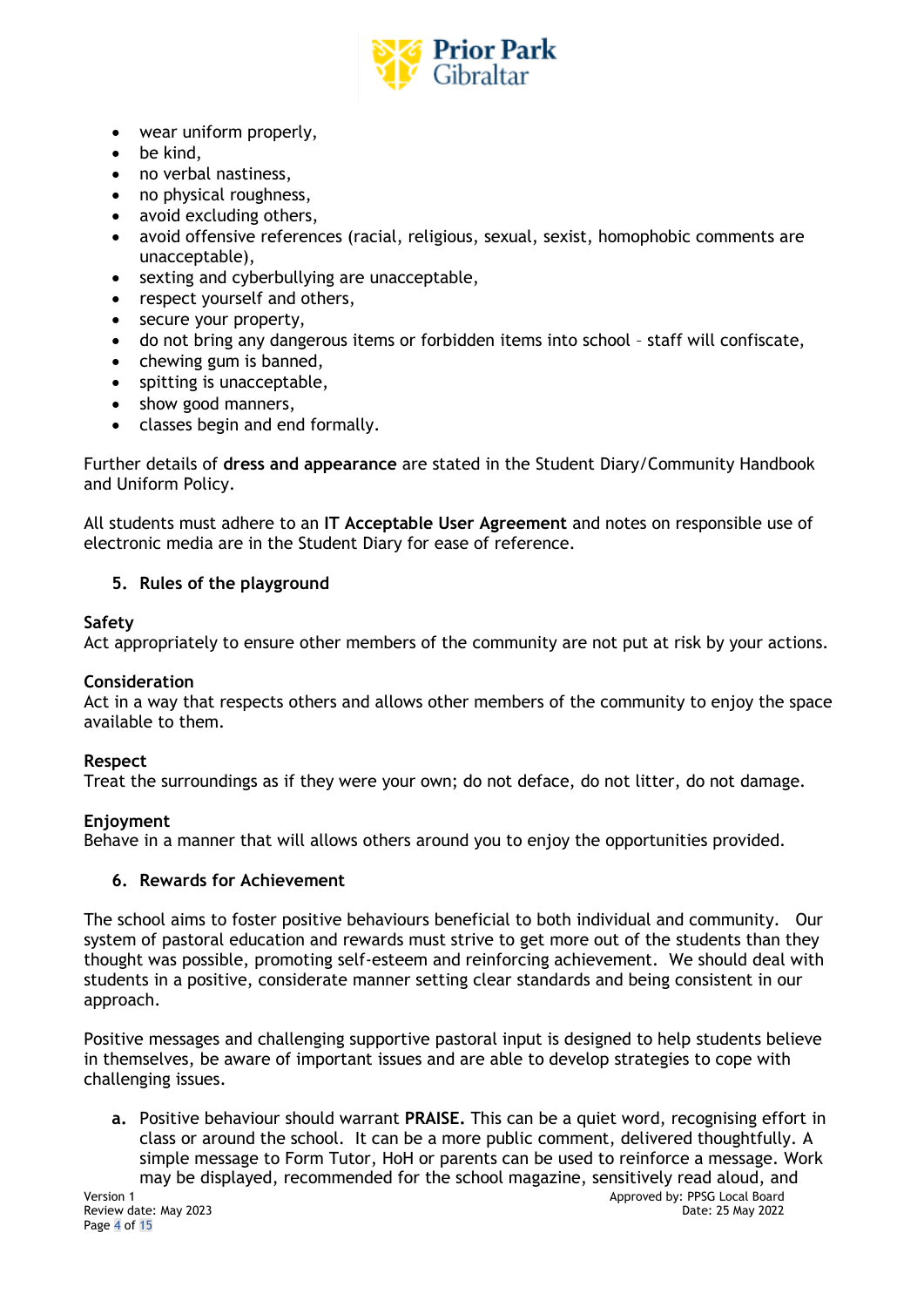- wear uniform properly,
- be kind,
- no verbal nastiness,
- no physical roughness,
- avoid excluding others,
- avoid offensive references (racial, religious, sexual, sexist, homophobic comments are unacceptable),
- sexting and cyberbullying are unacceptable,
- respect yourself and others,
- secure your property,
- do not bring any dangerous items or forbidden items into school – staff will confiscate,
- chewing gum is banned,
- spitting is unacceptable,
- show good manners,
- classes begin and end formally.

Further details of **dress and appearance** are stated in the Student Diary/Community Handbook and Uniform Policy.

All students must adhere to an **IT Acceptable User Agreement** and notes on responsible use of electronic media are in the Student Diary for ease of reference.

## 5. Rules of the playground

**Safety**
Act appropriately to ensure other members of the community are not put at risk by your actions.

**Consideration**
Act in a way that respects others and allows other members of the community to enjoy the space available to them.

**Respect**
Treat the surroundings as if they were your own; do not deface, do not litter, do not damage.

**Enjoyment**
Behave in a manner that will allows others around you to enjoy the opportunities provided.

## 6. Rewards for Achievement

The school aims to foster positive behaviours beneficial to both individual and community. Our system of pastoral education and rewards must strive to get more out of the students than they thought was possible, promoting self-esteem and reinforcing achievement. We should deal with students in a positive, considerate manner setting clear standards and being consistent in our approach.

Positive messages and challenging supportive pastoral input is designed to help students believe in themselves, be aware of important issues and are able to develop strategies to cope with challenging issues.

**a.** Positive behaviour should warrant **PRAISE.** This can be a quiet word, recognising effort in class or around the school. It can be a more public comment, delivered thoughtfully. A simple message to Form Tutor, HoH or parents can be used to reinforce a message. Work may be displayed, recommended for the school magazine, sensitively read aloud, and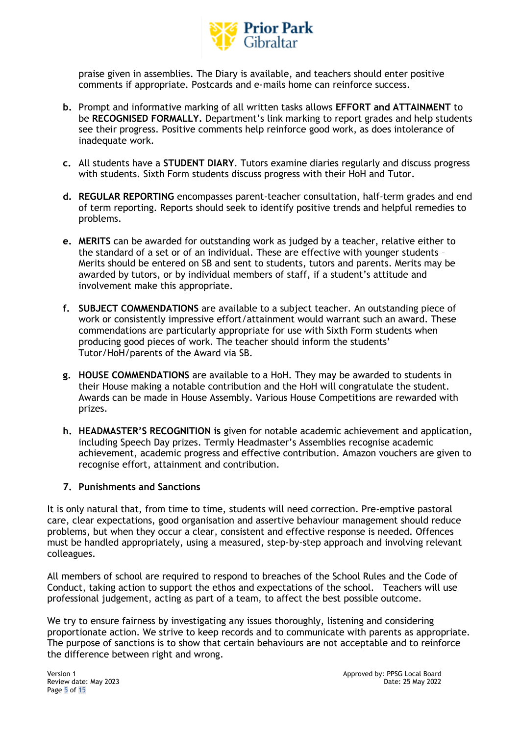praise given in assemblies. The Diary is available, and teachers should enter positive comments if appropriate. Postcards and e-mails home can reinforce success.

b. Prompt and informative marking of all written tasks allows **EFFORT and ATTAINMENT** to be **RECOGNISED FORMALLY.** Department's link marking to report grades and help students see their progress. Positive comments help reinforce good work, as does intolerance of inadequate work.

c. All students have a **STUDENT DIARY**. Tutors examine diaries regularly and discuss progress with students. Sixth Form students discuss progress with their HoH and Tutor.

d. **REGULAR REPORTING** encompasses parent-teacher consultation, half-term grades and end of term reporting. Reports should seek to identify positive trends and helpful remedies to problems.

e. **MERITS** can be awarded for outstanding work as judged by a teacher, relative either to the standard of a set or of an individual. These are effective with younger students – Merits should be entered on SB and sent to students, tutors and parents. Merits may be awarded by tutors, or by individual members of staff, if a student's attitude and involvement make this appropriate.

f. **SUBJECT COMMENDATIONS** are available to a subject teacher. An outstanding piece of work or consistently impressive effort/attainment would warrant such an award. These commendations are particularly appropriate for use with Sixth Form students when producing good pieces of work. The teacher should inform the students' Tutor/HoH/parents of the Award via SB.

g. **HOUSE COMMENDATIONS** are available to a HoH. They may be awarded to students in their House making a notable contribution and the HoH will congratulate the student. Awards can be made in House Assembly. Various House Competitions are rewarded with prizes.

h. **HEADMASTER'S RECOGNITION is** given for notable academic achievement and application, including Speech Day prizes. Termly Headmaster's Assemblies recognise academic achievement, academic progress and effective contribution. Amazon vouchers are given to recognise effort, attainment and contribution.

## 7. Punishments and Sanctions

It is only natural that, from time to time, students will need correction. Pre-emptive pastoral care, clear expectations, good organisation and assertive behaviour management should reduce problems, but when they occur a clear, consistent and effective response is needed. Offences must be handled appropriately, using a measured, step-by-step approach and involving relevant colleagues.

All members of school are required to respond to breaches of the School Rules and the Code of Conduct, taking action to support the ethos and expectations of the school. Teachers will use professional judgement, acting as part of a team, to affect the best possible outcome.

We try to ensure fairness by investigating any issues thoroughly, listening and considering proportionate action. We strive to keep records and to communicate with parents as appropriate. The purpose of sanctions is to show that certain behaviours are not acceptable and to reinforce the difference between right and wrong.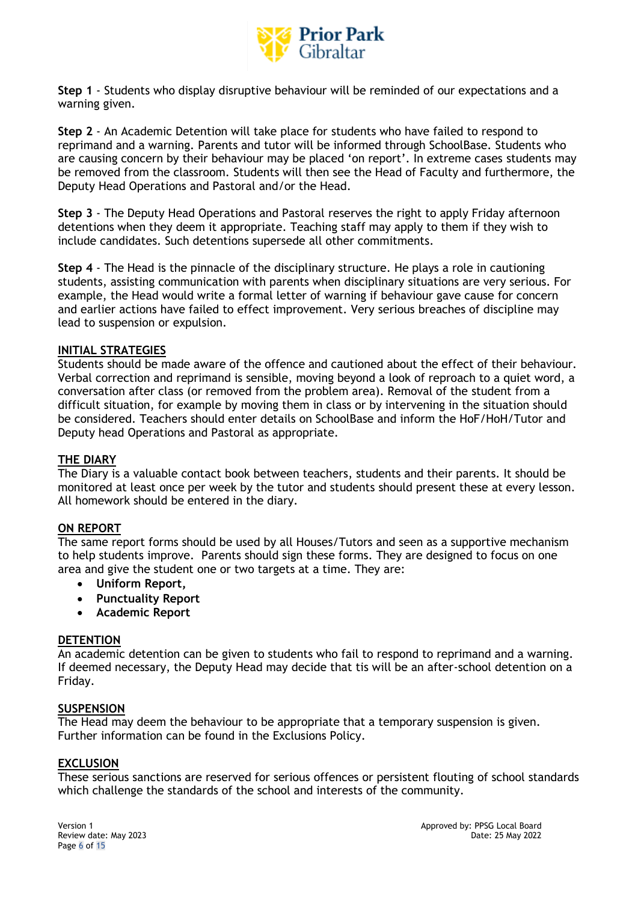**Step 1** - Students who display disruptive behaviour will be reminded of our expectations and a warning given.

**Step 2** - An Academic Detention will take place for students who have failed to respond to reprimand and a warning. Parents and tutor will be informed through SchoolBase. Students who are causing concern by their behaviour may be placed 'on report'. In extreme cases students may be removed from the classroom. Students will then see the Head of Faculty and furthermore, the Deputy Head Operations and Pastoral and/or the Head.

**Step 3** - The Deputy Head Operations and Pastoral reserves the right to apply Friday afternoon detentions when they deem it appropriate. Teaching staff may apply to them if they wish to include candidates. Such detentions supersede all other commitments.

**Step 4** - The Head is the pinnacle of the disciplinary structure. He plays a role in cautioning students, assisting communication with parents when disciplinary situations are very serious. For example, the Head would write a formal letter of warning if behaviour gave cause for concern and earlier actions have failed to effect improvement. Very serious breaches of discipline may lead to suspension or expulsion.

## INITIAL STRATEGIES

Students should be made aware of the offence and cautioned about the effect of their behaviour. Verbal correction and reprimand is sensible, moving beyond a look of reproach to a quiet word, a conversation after class (or removed from the problem area). Removal of the student from a difficult situation, for example by moving them in class or by intervening in the situation should be considered. Teachers should enter details on SchoolBase and inform the HoF/HoH/Tutor and Deputy head Operations and Pastoral as appropriate.

## THE DIARY

The Diary is a valuable contact book between teachers, students and their parents. It should be monitored at least once per week by the tutor and students should present these at every lesson. All homework should be entered in the diary.

## ON REPORT

The same report forms should be used by all Houses/Tutors and seen as a supportive mechanism to help students improve. Parents should sign these forms. They are designed to focus on one area and give the student one or two targets at a time. They are:

- **Uniform Report,**
- **Punctuality Report**
- **Academic Report**

## DETENTION

An academic detention can be given to students who fail to respond to reprimand and a warning. If deemed necessary, the Deputy Head may decide that tis will be an after-school detention on a Friday.

## SUSPENSION

The Head may deem the behaviour to be appropriate that a temporary suspension is given. Further information can be found in the Exclusions Policy.

## EXCLUSION

These serious sanctions are reserved for serious offences or persistent flouting of school standards which challenge the standards of the school and interests of the community.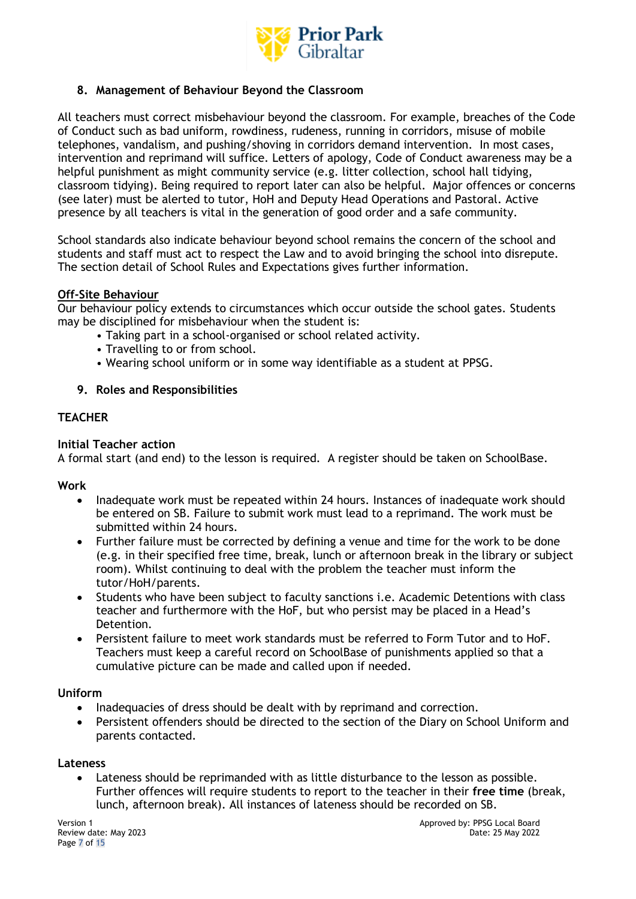## 8. Management of Behaviour Beyond the Classroom

All teachers must correct misbehaviour beyond the classroom. For example, breaches of the Code of Conduct such as bad uniform, rowdiness, rudeness, running in corridors, misuse of mobile telephones, vandalism, and pushing/shoving in corridors demand intervention. In most cases, intervention and reprimand will suffice. Letters of apology, Code of Conduct awareness may be a helpful punishment as might community service (e.g. litter collection, school hall tidying, classroom tidying). Being required to report later can also be helpful. Major offences or concerns (see later) must be alerted to tutor, HoH and Deputy Head Operations and Pastoral. Active presence by all teachers is vital in the generation of good order and a safe community.

School standards also indicate behaviour beyond school remains the concern of the school and students and staff must act to respect the Law and to avoid bringing the school into disrepute. The section detail of School Rules and Expectations gives further information.

**Off-Site Behaviour**

Our behaviour policy extends to circumstances which occur outside the school gates. Students may be disciplined for misbehaviour when the student is:

- Taking part in a school-organised or school related activity.
- Travelling to or from school.
- Wearing school uniform or in some way identifiable as a student at PPSG.

## 9. Roles and Responsibilities

### TEACHER

**Initial Teacher action**

A formal start (and end) to the lesson is required. A register should be taken on SchoolBase.

**Work**

- Inadequate work must be repeated within 24 hours. Instances of inadequate work should be entered on SB. Failure to submit work must lead to a reprimand. The work must be submitted within 24 hours.
- Further failure must be corrected by defining a venue and time for the work to be done (e.g. in their specified free time, break, lunch or afternoon break in the library or subject room). Whilst continuing to deal with the problem the teacher must inform the tutor/HoH/parents.
- Students who have been subject to faculty sanctions i.e. Academic Detentions with class teacher and furthermore with the HoF, but who persist may be placed in a Head's Detention.
- Persistent failure to meet work standards must be referred to Form Tutor and to HoF. Teachers must keep a careful record on SchoolBase of punishments applied so that a cumulative picture can be made and called upon if needed.

**Uniform**

- Inadequacies of dress should be dealt with by reprimand and correction.
- Persistent offenders should be directed to the section of the Diary on School Uniform and parents contacted.

**Lateness**

- Lateness should be reprimanded with as little disturbance to the lesson as possible. Further offences will require students to report to the teacher in their **free time** (break, lunch, afternoon break). All instances of lateness should be recorded on SB.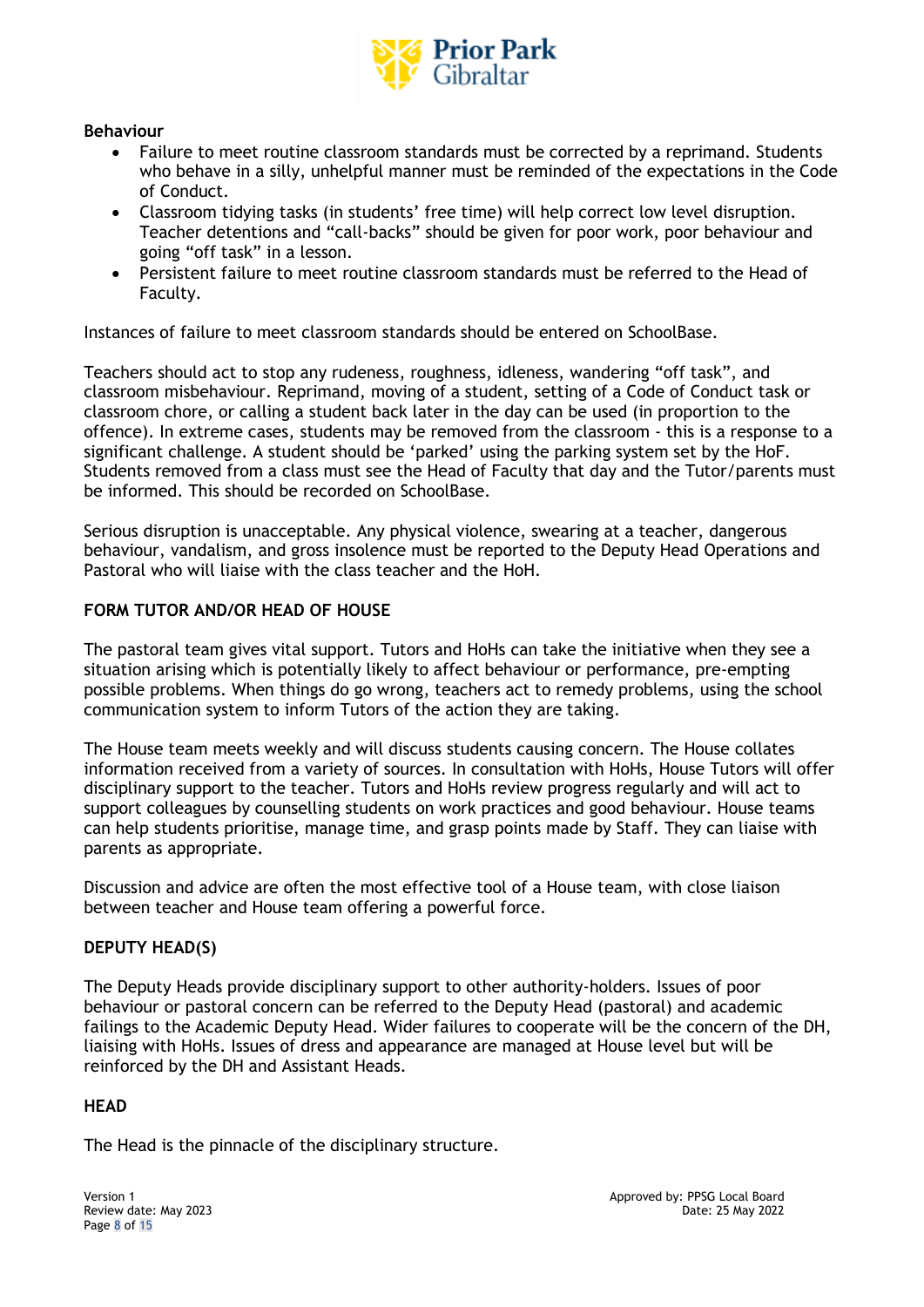**Behaviour**

- Failure to meet routine classroom standards must be corrected by a reprimand. Students who behave in a silly, unhelpful manner must be reminded of the expectations in the Code of Conduct.
- Classroom tidying tasks (in students' free time) will help correct low level disruption. Teacher detentions and "call-backs" should be given for poor work, poor behaviour and going "off task" in a lesson.
- Persistent failure to meet routine classroom standards must be referred to the Head of Faculty.

Instances of failure to meet classroom standards should be entered on SchoolBase.

Teachers should act to stop any rudeness, roughness, idleness, wandering "off task", and classroom misbehaviour. Reprimand, moving of a student, setting of a Code of Conduct task or classroom chore, or calling a student back later in the day can be used (in proportion to the offence). In extreme cases, students may be removed from the classroom - this is a response to a significant challenge. A student should be 'parked' using the parking system set by the HoF. Students removed from a class must see the Head of Faculty that day and the Tutor/parents must be informed. This should be recorded on SchoolBase.

Serious disruption is unacceptable. Any physical violence, swearing at a teacher, dangerous behaviour, vandalism, and gross insolence must be reported to the Deputy Head Operations and Pastoral who will liaise with the class teacher and the HoH.

## FORM TUTOR AND/OR HEAD OF HOUSE

The pastoral team gives vital support. Tutors and HoHs can take the initiative when they see a situation arising which is potentially likely to affect behaviour or performance, pre-empting possible problems. When things do go wrong, teachers act to remedy problems, using the school communication system to inform Tutors of the action they are taking.

The House team meets weekly and will discuss students causing concern. The House collates information received from a variety of sources. In consultation with HoHs, House Tutors will offer disciplinary support to the teacher. Tutors and HoHs review progress regularly and will act to support colleagues by counselling students on work practices and good behaviour. House teams can help students prioritise, manage time, and grasp points made by Staff. They can liaise with parents as appropriate.

Discussion and advice are often the most effective tool of a House team, with close liaison between teacher and House team offering a powerful force.

## DEPUTY HEAD(S)

The Deputy Heads provide disciplinary support to other authority-holders. Issues of poor behaviour or pastoral concern can be referred to the Deputy Head (pastoral) and academic failings to the Academic Deputy Head. Wider failures to cooperate will be the concern of the DH, liaising with HoHs. Issues of dress and appearance are managed at House level but will be reinforced by the DH and Assistant Heads.

## HEAD

The Head is the pinnacle of the disciplinary structure.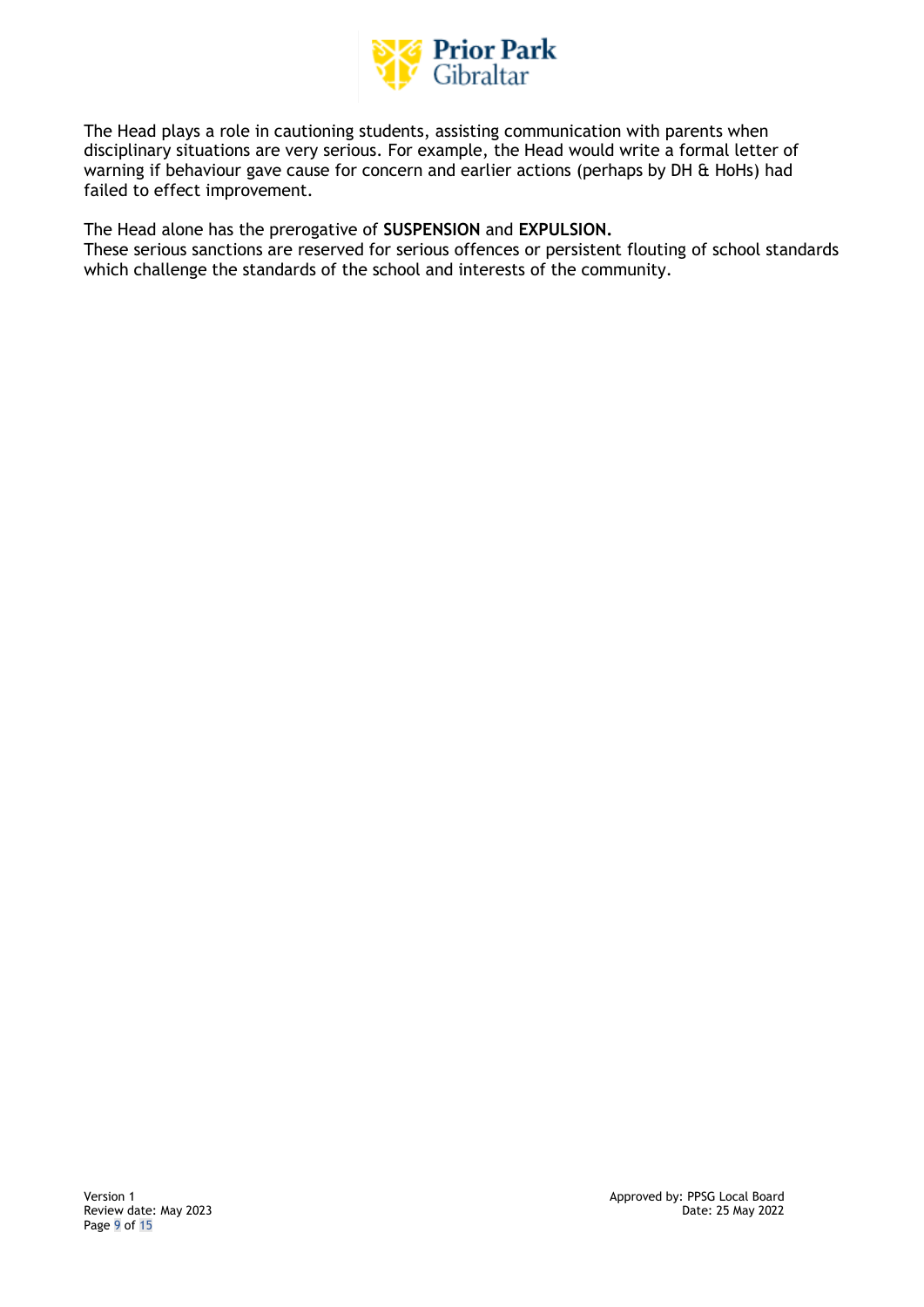The Head plays a role in cautioning students, assisting communication with parents when disciplinary situations are very serious. For example, the Head would write a formal letter of warning if behaviour gave cause for concern and earlier actions (perhaps by DH & HoHs) had failed to effect improvement.

The Head alone has the prerogative of **SUSPENSION** and **EXPULSION.**
These serious sanctions are reserved for serious offences or persistent flouting of school standards which challenge the standards of the school and interests of the community.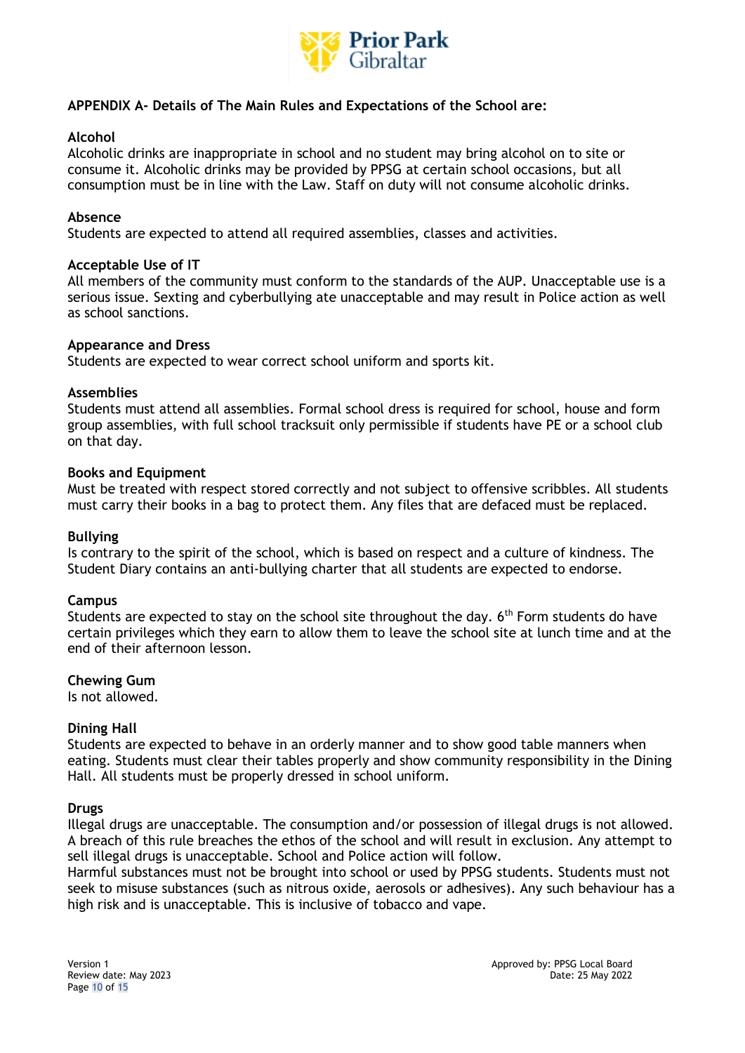**APPENDIX A- Details of The Main Rules and Expectations of the School are:**

**Alcohol**
Alcoholic drinks are inappropriate in school and no student may bring alcohol on to site or consume it. Alcoholic drinks may be provided by PPSG at certain school occasions, but all consumption must be in line with the Law. Staff on duty will not consume alcoholic drinks.

**Absence**
Students are expected to attend all required assemblies, classes and activities.

**Acceptable Use of IT**
All members of the community must conform to the standards of the AUP. Unacceptable use is a serious issue. Sexting and cyberbullying ate unacceptable and may result in Police action as well as school sanctions.

**Appearance and Dress**
Students are expected to wear correct school uniform and sports kit.

**Assemblies**
Students must attend all assemblies. Formal school dress is required for school, house and form group assemblies, with full school tracksuit only permissible if students have PE or a school club on that day.

**Books and Equipment**
Must be treated with respect stored correctly and not subject to offensive scribbles. All students must carry their books in a bag to protect them. Any files that are defaced must be replaced.

**Bullying**
Is contrary to the spirit of the school, which is based on respect and a culture of kindness. The Student Diary contains an anti-bullying charter that all students are expected to endorse.

**Campus**
Students are expected to stay on the school site throughout the day. 6th Form students do have certain privileges which they earn to allow them to leave the school site at lunch time and at the end of their afternoon lesson.

**Chewing Gum**
Is not allowed.

**Dining Hall**
Students are expected to behave in an orderly manner and to show good table manners when eating. Students must clear their tables properly and show community responsibility in the Dining Hall. All students must be properly dressed in school uniform.

**Drugs**
Illegal drugs are unacceptable. The consumption and/or possession of illegal drugs is not allowed. A breach of this rule breaches the ethos of the school and will result in exclusion. Any attempt to sell illegal drugs is unacceptable. School and Police action will follow.
Harmful substances must not be brought into school or used by PPSG students. Students must not seek to misuse substances (such as nitrous oxide, aerosols or adhesives). Any such behaviour has a high risk and is unacceptable. This is inclusive of tobacco and vape.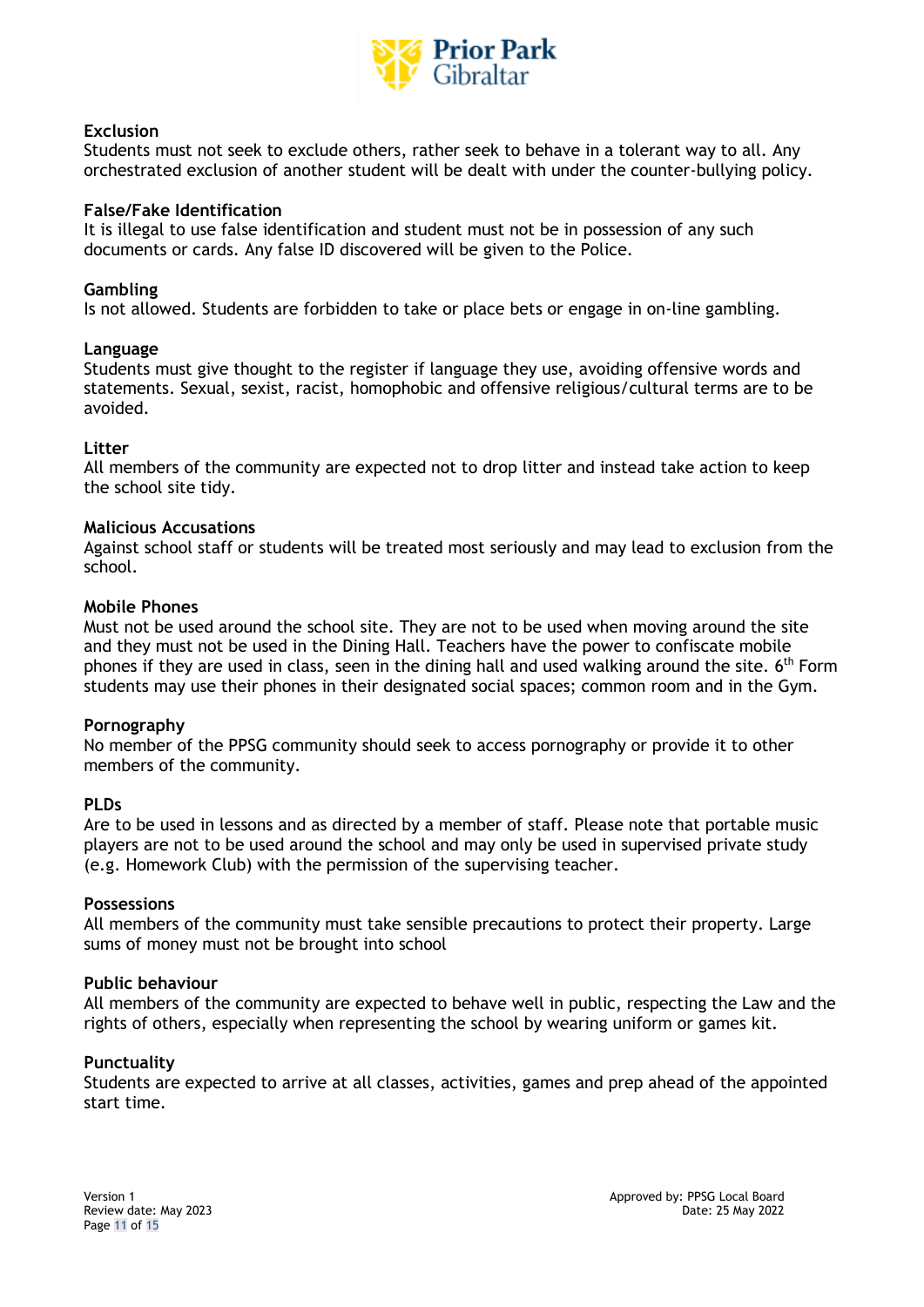**Exclusion**

Students must not seek to exclude others, rather seek to behave in a tolerant way to all. Any orchestrated exclusion of another student will be dealt with under the counter-bullying policy.

**False/Fake Identification**

It is illegal to use false identification and student must not be in possession of any such documents or cards. Any false ID discovered will be given to the Police.

**Gambling**

Is not allowed. Students are forbidden to take or place bets or engage in on-line gambling.

**Language**

Students must give thought to the register if language they use, avoiding offensive words and statements. Sexual, sexist, racist, homophobic and offensive religious/cultural terms are to be avoided.

**Litter**

All members of the community are expected not to drop litter and instead take action to keep the school site tidy.

**Malicious Accusations**

Against school staff or students will be treated most seriously and may lead to exclusion from the school.

**Mobile Phones**

Must not be used around the school site. They are not to be used when moving around the site and they must not be used in the Dining Hall. Teachers have the power to confiscate mobile phones if they are used in class, seen in the dining hall and used walking around the site. 6th Form students may use their phones in their designated social spaces; common room and in the Gym.

**Pornography**

No member of the PPSG community should seek to access pornography or provide it to other members of the community.

**PLDs**

Are to be used in lessons and as directed by a member of staff. Please note that portable music players are not to be used around the school and may only be used in supervised private study (e.g. Homework Club) with the permission of the supervising teacher.

**Possessions**

All members of the community must take sensible precautions to protect their property. Large sums of money must not be brought into school

**Public behaviour**

All members of the community are expected to behave well in public, respecting the Law and the rights of others, especially when representing the school by wearing uniform or games kit.

**Punctuality**

Students are expected to arrive at all classes, activities, games and prep ahead of the appointed start time.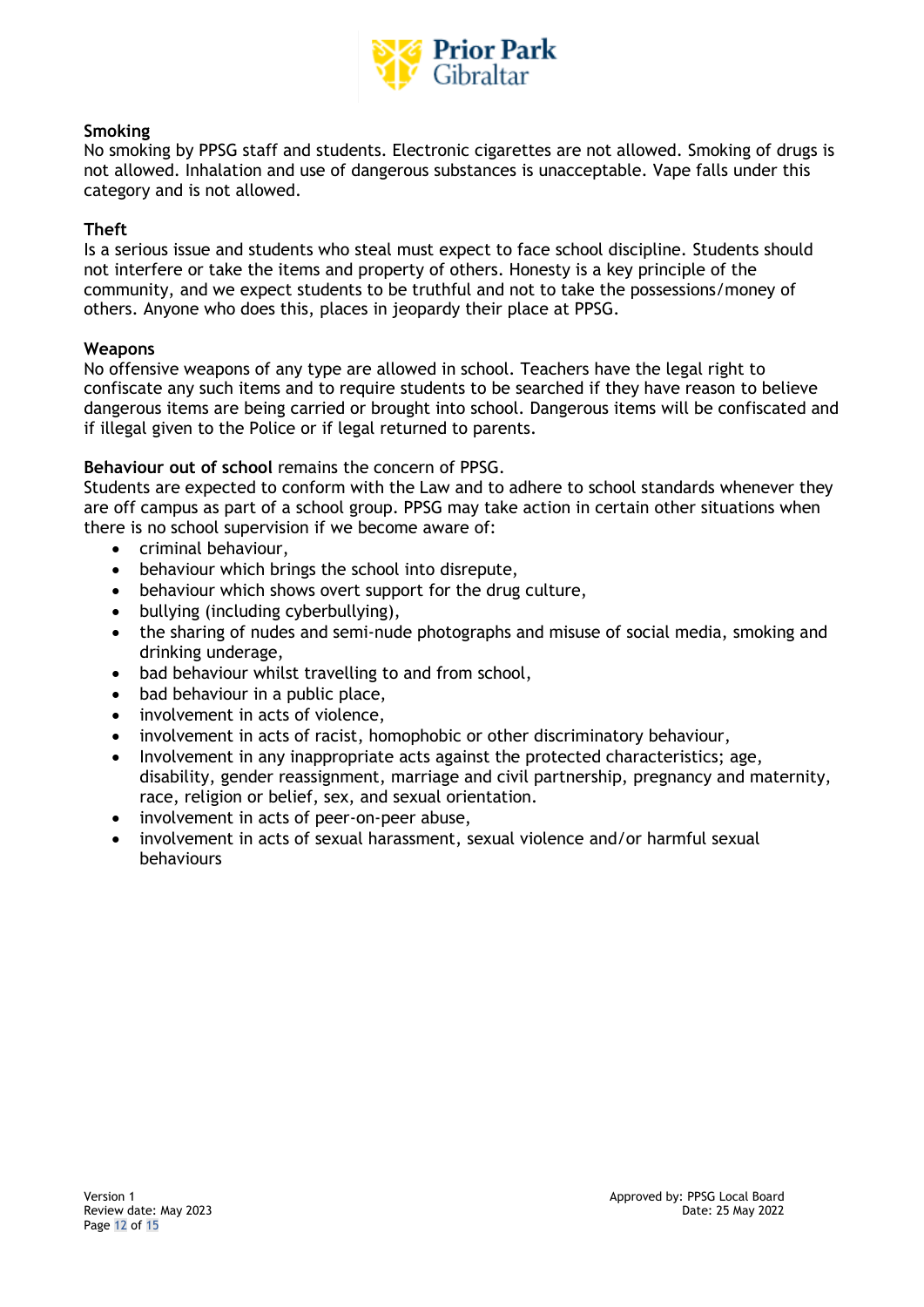**Smoking**
No smoking by PPSG staff and students. Electronic cigarettes are not allowed. Smoking of drugs is not allowed. Inhalation and use of dangerous substances is unacceptable. Vape falls under this category and is not allowed.

**Theft**
Is a serious issue and students who steal must expect to face school discipline. Students should not interfere or take the items and property of others. Honesty is a key principle of the community, and we expect students to be truthful and not to take the possessions/money of others. Anyone who does this, places in jeopardy their place at PPSG.

**Weapons**
No offensive weapons of any type are allowed in school. Teachers have the legal right to confiscate any such items and to require students to be searched if they have reason to believe dangerous items are being carried or brought into school. Dangerous items will be confiscated and if illegal given to the Police or if legal returned to parents.

**Behaviour out of school** remains the concern of PPSG.
Students are expected to conform with the Law and to adhere to school standards whenever they are off campus as part of a school group. PPSG may take action in certain other situations when there is no school supervision if we become aware of:

- criminal behaviour,
- behaviour which brings the school into disrepute,
- behaviour which shows overt support for the drug culture,
- bullying (including cyberbullying),
- the sharing of nudes and semi-nude photographs and misuse of social media, smoking and drinking underage,
- bad behaviour whilst travelling to and from school,
- bad behaviour in a public place,
- involvement in acts of violence,
- involvement in acts of racist, homophobic or other discriminatory behaviour,
- Involvement in any inappropriate acts against the protected characteristics; age, disability, gender reassignment, marriage and civil partnership, pregnancy and maternity, race, religion or belief, sex, and sexual orientation.
- involvement in acts of peer-on-peer abuse,
- involvement in acts of sexual harassment, sexual violence and/or harmful sexual behaviours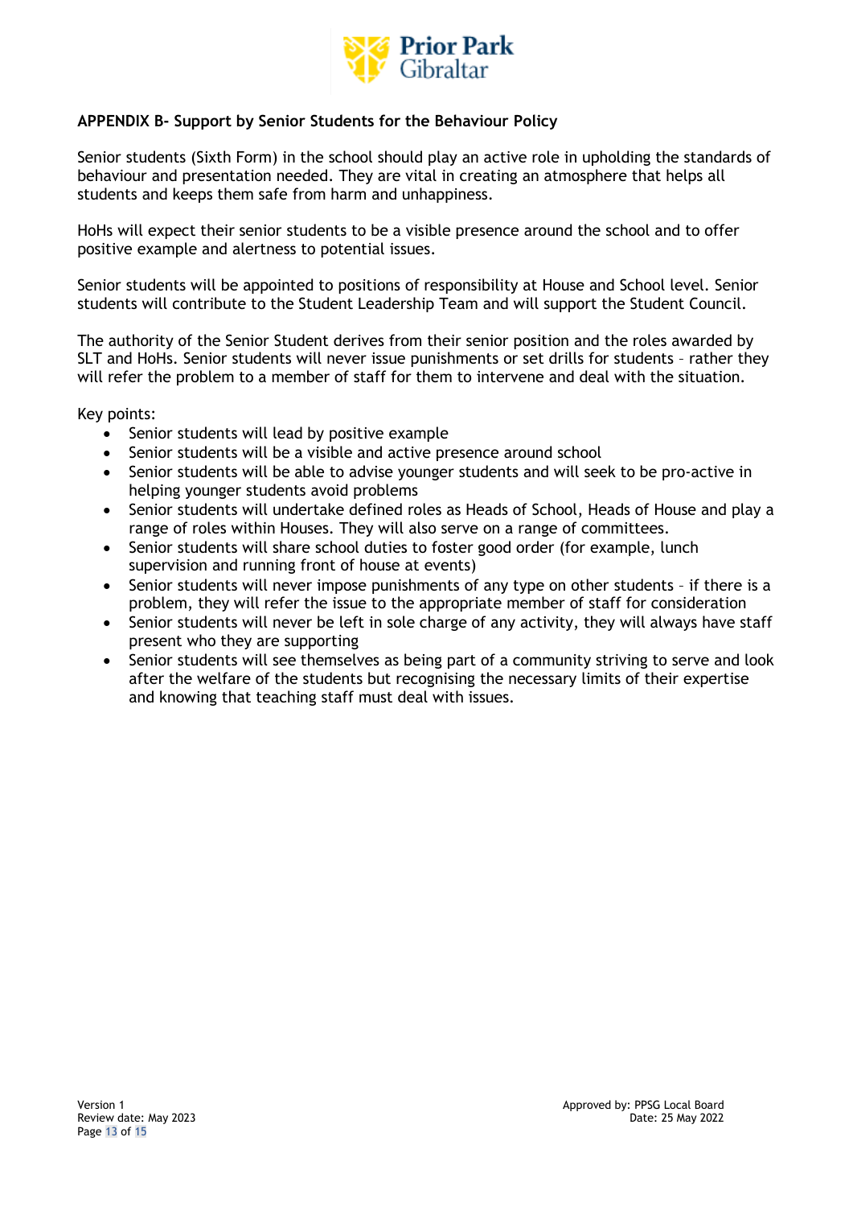## APPENDIX B- Support by Senior Students for the Behaviour Policy

Senior students (Sixth Form) in the school should play an active role in upholding the standards of behaviour and presentation needed. They are vital in creating an atmosphere that helps all students and keeps them safe from harm and unhappiness.

HoHs will expect their senior students to be a visible presence around the school and to offer positive example and alertness to potential issues.

Senior students will be appointed to positions of responsibility at House and School level. Senior students will contribute to the Student Leadership Team and will support the Student Council.

The authority of the Senior Student derives from their senior position and the roles awarded by SLT and HoHs. Senior students will never issue punishments or set drills for students – rather they will refer the problem to a member of staff for them to intervene and deal with the situation.

Key points:

- Senior students will lead by positive example
- Senior students will be a visible and active presence around school
- Senior students will be able to advise younger students and will seek to be pro-active in helping younger students avoid problems
- Senior students will undertake defined roles as Heads of School, Heads of House and play a range of roles within Houses. They will also serve on a range of committees.
- Senior students will share school duties to foster good order (for example, lunch supervision and running front of house at events)
- Senior students will never impose punishments of any type on other students – if there is a problem, they will refer the issue to the appropriate member of staff for consideration
- Senior students will never be left in sole charge of any activity, they will always have staff present who they are supporting
- Senior students will see themselves as being part of a community striving to serve and look after the welfare of the students but recognising the necessary limits of their expertise and knowing that teaching staff must deal with issues.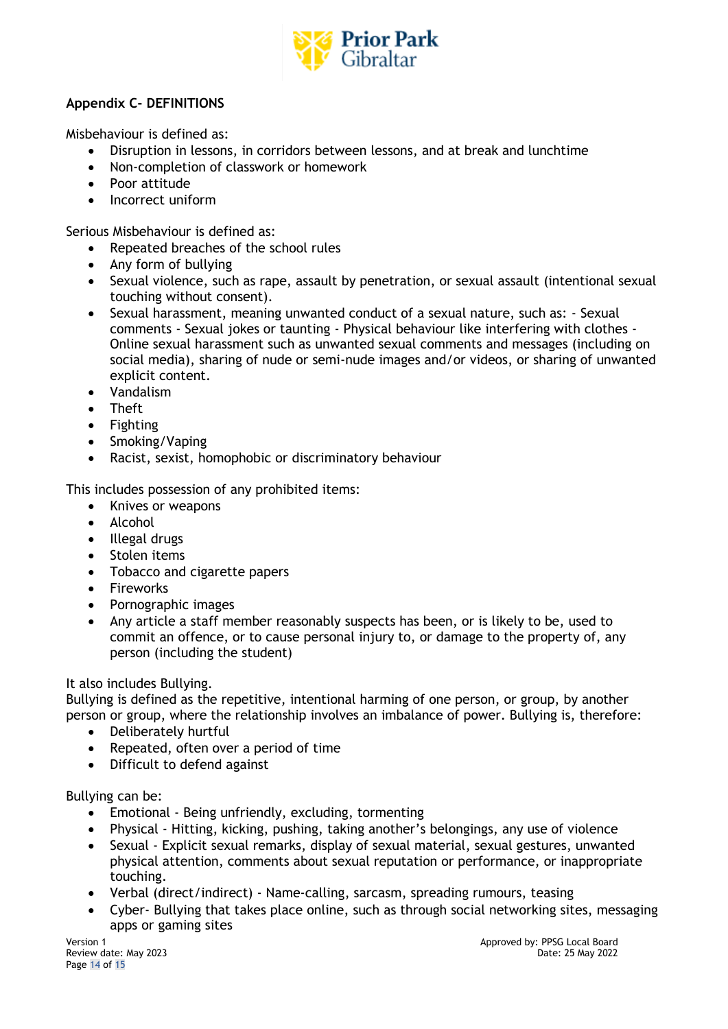**Appendix C- DEFINITIONS**

Misbehaviour is defined as:

- Disruption in lessons, in corridors between lessons, and at break and lunchtime
- Non-completion of classwork or homework
- Poor attitude
- Incorrect uniform

Serious Misbehaviour is defined as:

- Repeated breaches of the school rules
- Any form of bullying
- Sexual violence, such as rape, assault by penetration, or sexual assault (intentional sexual touching without consent).
- Sexual harassment, meaning unwanted conduct of a sexual nature, such as: - Sexual comments - Sexual jokes or taunting - Physical behaviour like interfering with clothes - Online sexual harassment such as unwanted sexual comments and messages (including on social media), sharing of nude or semi-nude images and/or videos, or sharing of unwanted explicit content.
- Vandalism
- Theft
- Fighting
- Smoking/Vaping
- Racist, sexist, homophobic or discriminatory behaviour

This includes possession of any prohibited items:

- Knives or weapons
- Alcohol
- Illegal drugs
- Stolen items
- Tobacco and cigarette papers
- Fireworks
- Pornographic images
- Any article a staff member reasonably suspects has been, or is likely to be, used to commit an offence, or to cause personal injury to, or damage to the property of, any person (including the student)

It also includes Bullying.
Bullying is defined as the repetitive, intentional harming of one person, or group, by another person or group, where the relationship involves an imbalance of power. Bullying is, therefore:

- Deliberately hurtful
- Repeated, often over a period of time
- Difficult to defend against

Bullying can be:

- Emotional - Being unfriendly, excluding, tormenting
- Physical - Hitting, kicking, pushing, taking another's belongings, any use of violence
- Sexual - Explicit sexual remarks, display of sexual material, sexual gestures, unwanted physical attention, comments about sexual reputation or performance, or inappropriate touching.
- Verbal (direct/indirect) - Name-calling, sarcasm, spreading rumours, teasing
- Cyber- Bullying that takes place online, such as through social networking sites, messaging apps or gaming sites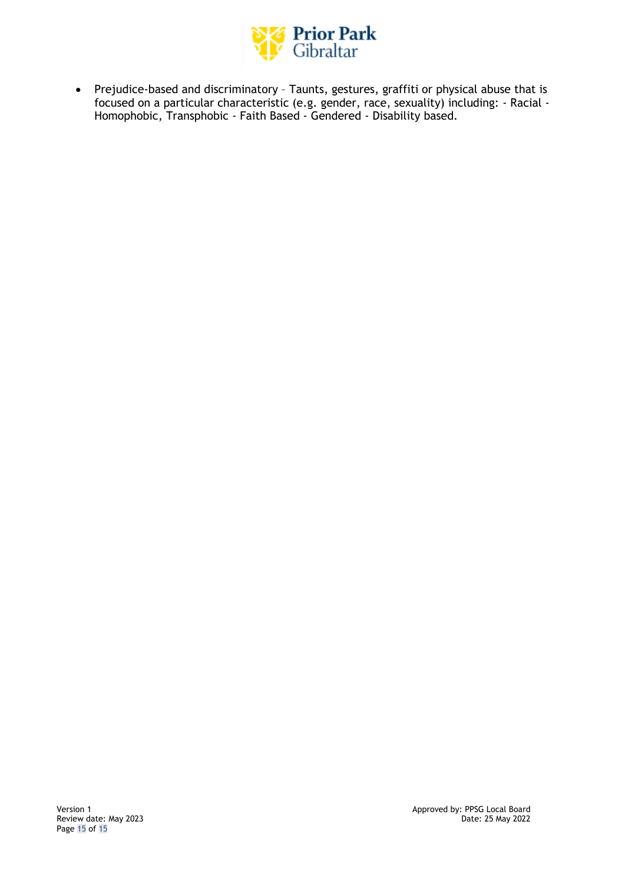- Prejudice-based and discriminatory – Taunts, gestures, graffiti or physical abuse that is focused on a particular characteristic (e.g. gender, race, sexuality) including: - Racial - Homophobic, Transphobic - Faith Based - Gendered - Disability based.